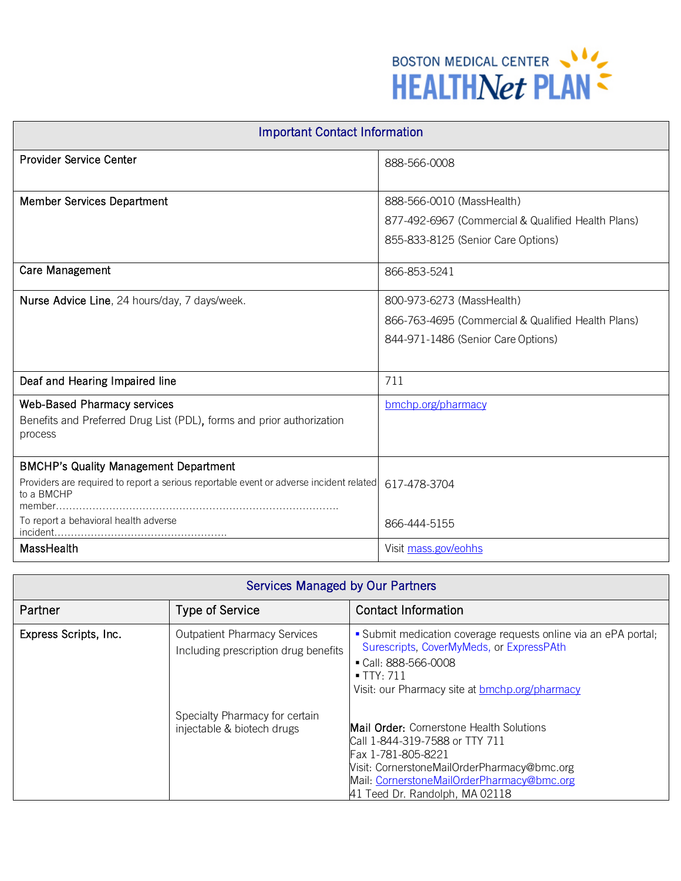BOSTON MEDICAL CENTER HEALTHNet PLAN

| Important Contact Information | |
|---|---|
| Provider Service Center | 888-566-0008 |
| Member Services Department | 888-566-0010 (MassHealth)<br>877-492-6967 (Commercial & Qualified Health Plans)<br>855-833-8125 (Senior Care Options) |
| Care Management | 866-853-5241 |
| **Nurse Advice Line**, 24 hours/day, 7 days/week. | 800-973-6273 (MassHealth)<br>866-763-4695 (Commercial & Qualified Health Plans)<br>844-971-1486 (Senior Care Options) |
| Deaf and Hearing Impaired line | 711 |
| Web-Based Pharmacy services<br>Benefits and Preferred Drug List (PDL), forms and prior authorization process | bmchp.org/pharmacy |
| BMCHP's Quality Management Department<br>Providers are required to report a serious reportable event or adverse incident related to a BMCHP member……………………………………………………………………………<br>To report a behavioral health adverse incident…………………………………………………… | 617-478-3704<br><br>866-444-5155 |
| MassHealth | Visit mass.gov/eohhs |

| Services Managed by Our Partners | | |
|---|---|---|
| **Partner** | **Type of Service** | **Contact Information** |
| Express Scripts, Inc. | Outpatient Pharmacy Services<br>Including prescription drug benefits | ▪ Submit medication coverage requests online via an ePA portal; Surescripts, CoverMyMeds, or ExpressPAth<br>▪ Call: 888-566-0008<br>▪ TTY: 711<br>Visit: our Pharmacy site at bmchp.org/pharmacy |
| | Specialty Pharmacy for certain injectable & biotech drugs | **Mail Order:** Cornerstone Health Solutions<br>Call 1-844-319-7588 or TTY 711<br>Fax 1-781-805-8221<br>Visit: CornerstoneMailOrderPharmacy@bmc.org<br>Mail: CornerstoneMailOrderPharmacy@bmc.org<br>41 Teed Dr. Randolph, MA 02118 |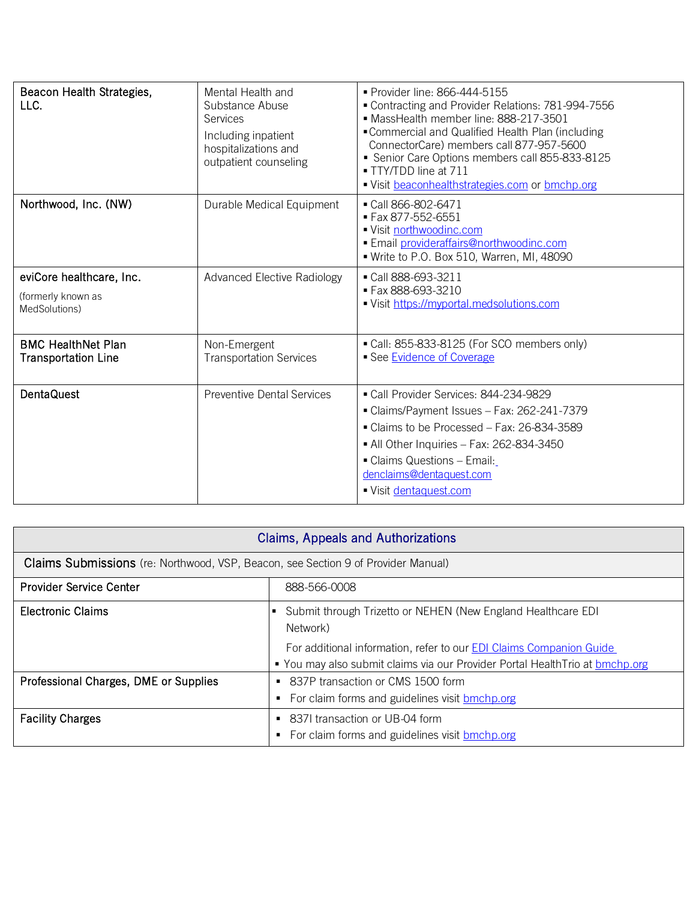| | | |
|---|---|---|
| Beacon Health Strategies, LLC. | Mental Health and Substance Abuse Services<br><br>Including inpatient hospitalizations and outpatient counseling | ▪ Provider line: 866-444-5155<br>▪ Contracting and Provider Relations: 781-994-7556<br>▪ MassHealth member line: 888-217-3501<br>▪ Commercial and Qualified Health Plan (including ConnectorCare) members call 877-957-5600<br>▪ Senior Care Options members call 855-833-8125<br>▪ TTY/TDD line at 711<br>▪ Visit beaconhealthstrategies.com or bmchp.org |
| Northwood, Inc. (NW) | Durable Medical Equipment | ▪ Call 866-802-6471<br>▪ Fax 877-552-6551<br>▪ Visit northwoodinc.com<br>▪ Email provideraffairs@northwoodinc.com<br>▪ Write to P.O. Box 510, Warren, MI, 48090 |
| eviCore healthcare, Inc.<br><br>(formerly known as MedSolutions) | Advanced Elective Radiology | ▪ Call 888-693-3211<br>▪ Fax 888-693-3210<br>▪ Visit https://myportal.medsolutions.com |
| BMC HealthNet Plan Transportation Line | Non-Emergent Transportation Services | ▪ Call: 855-833-8125 (For SCO members only)<br>▪ See Evidence of Coverage |
| DentaQuest | Preventive Dental Services | ▪ Call Provider Services: 844-234-9829<br>▪ Claims/Payment Issues – Fax: 262-241-7379<br>▪ Claims to be Processed – Fax: 26-834-3589<br>▪ All Other Inquiries – Fax: 262-834-3450<br>▪ Claims Questions – Email: denclaims@dentaquest.com<br>▪ Visit dentaquest.com |

| Claims, Appeals and Authorizations | |
|---|---|
| **Claims Submissions** (re: Northwood, VSP, Beacon, see Section 9 of Provider Manual) | |
| Provider Service Center | 888-566-0008 |
| Electronic Claims | ▪ Submit through Trizetto or NEHEN (New England Healthcare EDI Network)<br>For additional information, refer to our EDI Claims Companion Guide<br>▪ You may also submit claims via our Provider Portal HealthTrio at bmchp.org |
| Professional Charges, DME or Supplies | ▪ 837P transaction or CMS 1500 form<br>▪ For claim forms and guidelines visit bmchp.org |
| Facility Charges | ▪ 837I transaction or UB-04 form<br>▪ For claim forms and guidelines visit bmchp.org |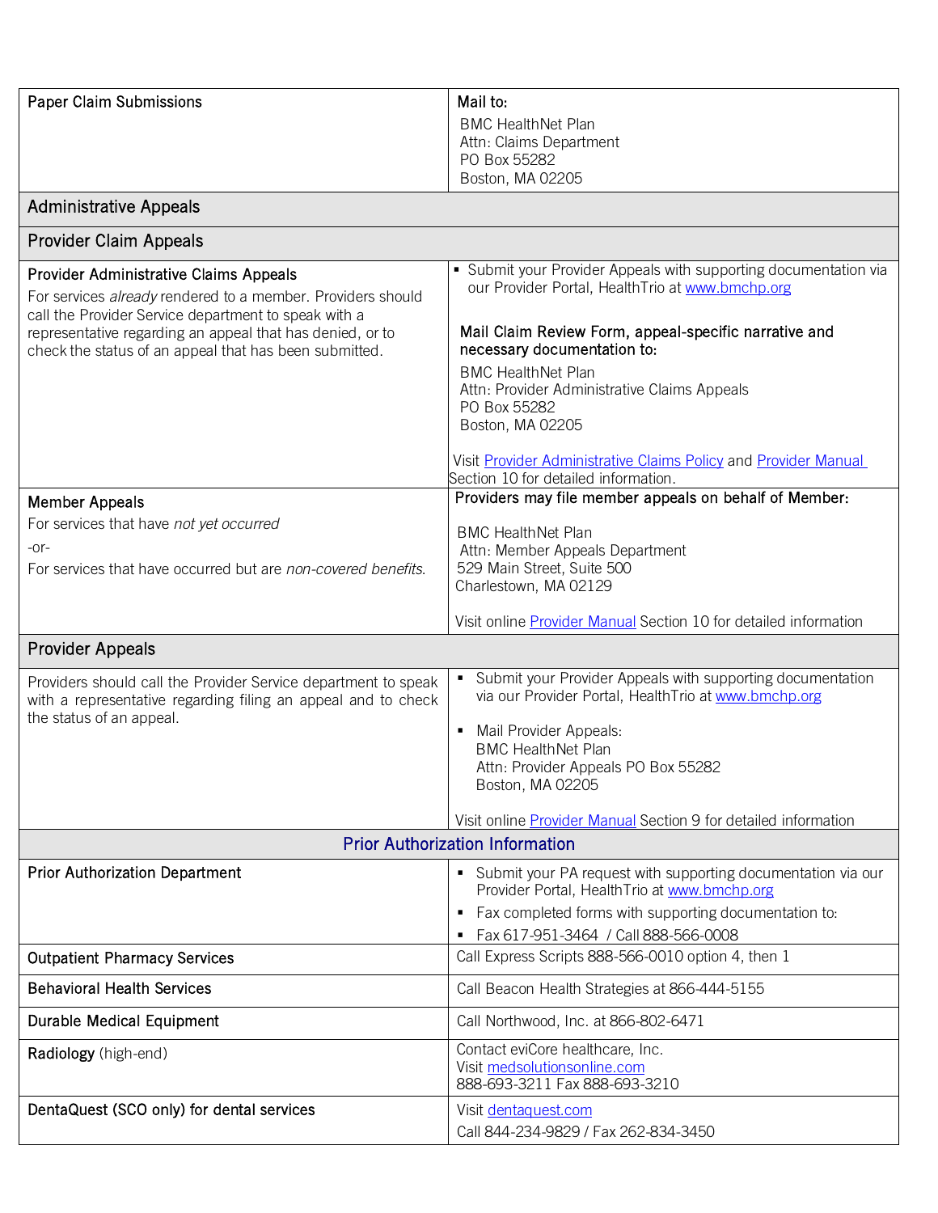| | |
|---|---|
| Paper Claim Submissions | Mail to:<br>BMC HealthNet Plan<br>Attn: Claims Department<br>PO Box 55282<br>Boston, MA 02205 |
| **Administrative Appeals** | |
| **Provider Claim Appeals** | |
| Provider Administrative Claims Appeals<br>For services *already* rendered to a member. Providers should call the Provider Service department to speak with a representative regarding an appeal that has denied, or to check the status of an appeal that has been submitted. | ▪ Submit your Provider Appeals with supporting documentation via our Provider Portal, HealthTrio at www.bmchp.org<br><br>Mail Claim Review Form, appeal-specific narrative and necessary documentation to:<br>BMC HealthNet Plan<br>Attn: Provider Administrative Claims Appeals<br>PO Box 55282<br>Boston, MA 02205<br><br>Visit Provider Administrative Claims Policy and Provider Manual Section 10 for detailed information. |
| Member Appeals<br>For services that have *not yet occurred*<br>-or-<br>For services that have occurred but are *non-covered benefits*. | Providers may file member appeals on behalf of Member:<br><br>BMC HealthNet Plan<br>Attn: Member Appeals Department<br>529 Main Street, Suite 500<br>Charlestown, MA 02129<br><br>Visit online Provider Manual Section 10 for detailed information |
| **Provider Appeals** | |
| Providers should call the Provider Service department to speak with a representative regarding filing an appeal and to check the status of an appeal. | ▪ Submit your Provider Appeals with supporting documentation via our Provider Portal, HealthTrio at www.bmchp.org<br><br>▪ Mail Provider Appeals:<br>BMC HealthNet Plan<br>Attn: Provider Appeals PO Box 55282<br>Boston, MA 02205<br><br>Visit online Provider Manual Section 9 for detailed information |
| **Prior Authorization Information** | |
| Prior Authorization Department | ▪ Submit your PA request with supporting documentation via our Provider Portal, HealthTrio at www.bmchp.org<br>▪ Fax completed forms with supporting documentation to:<br>▪ Fax 617-951-3464 / Call 888-566-0008 |
| Outpatient Pharmacy Services | Call Express Scripts 888-566-0010 option 4, then 1 |
| Behavioral Health Services | Call Beacon Health Strategies at 866-444-5155 |
| Durable Medical Equipment | Call Northwood, Inc. at 866-802-6471 |
| Radiology (high-end) | Contact eviCore healthcare, Inc.<br>Visit medsolutionsonline.com<br>888-693-3211 Fax 888-693-3210 |
| DentaQuest (SCO only) for dental services | Visit dentaquest.com<br>Call 844-234-9829 / Fax 262-834-3450 |